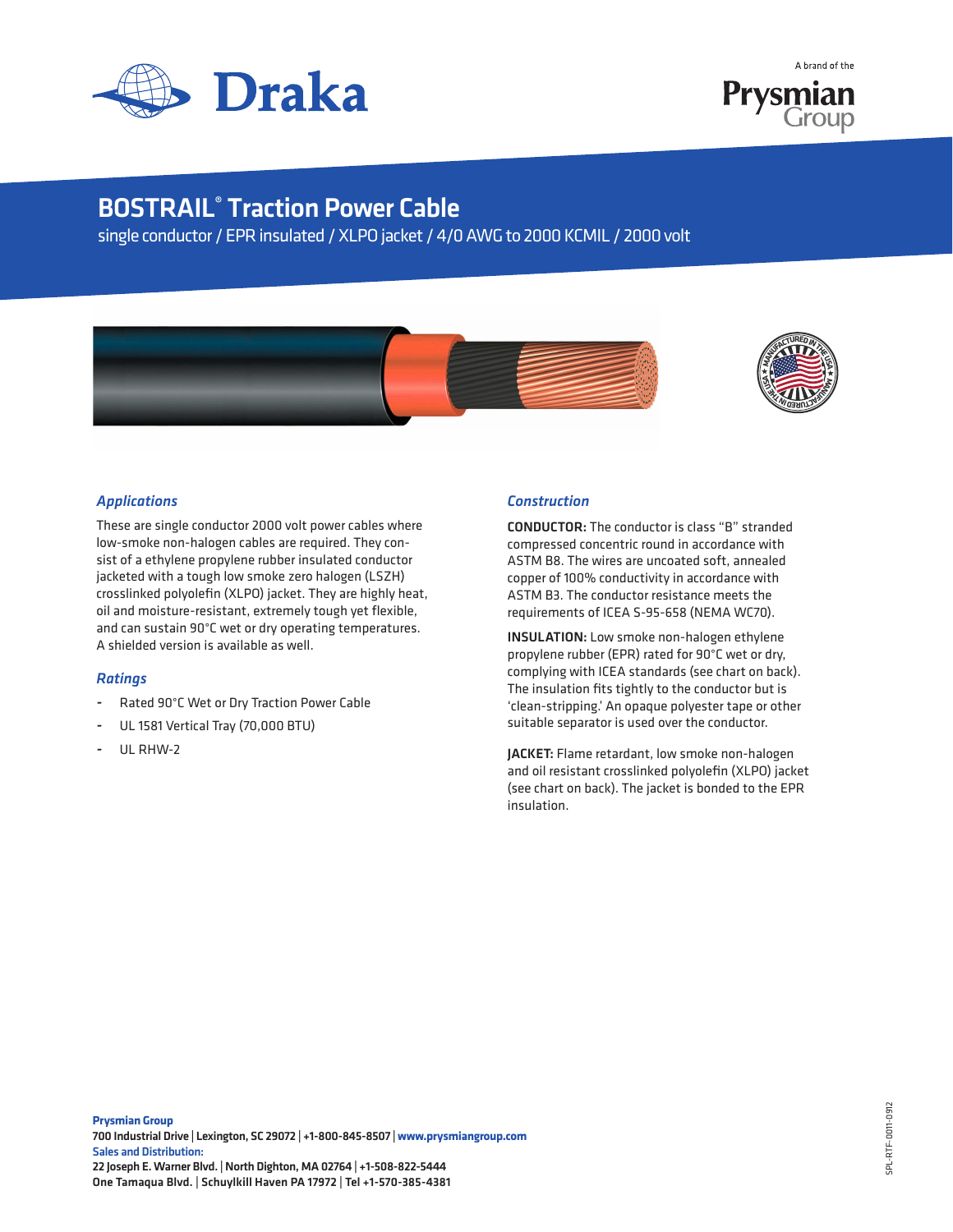# BOSTRAIL® Traction Power Cable

single conductor / EPR insulated / XLPO jacket / 4/0 AWG to 2000 KCMIL / 2000 volt

## *Applications*

These are single conductor 2000 volt power cables where low-smoke non-halogen cables are required. They consist of a ethylene propylene rubber insulated conductor jacketed with a tough low smoke zero halogen (LSZH) crosslinked polyolefin (XLPO) jacket. They are highly heat, oil and moisture-resistant, extremely tough yet flexible, and can sustain 90°C wet or dry operating temperatures. A shielded version is available as well.

## *Ratings*

- Rated 90°C Wet or Dry Traction Power Cable
- UL 1581 Vertical Tray (70,000 BTU)
- UL RHW-2

## *Construction*

**CONDUCTOR:** The conductor is class "B" stranded compressed concentric round in accordance with ASTM B8. The wires are uncoated soft, annealed copper of 100% conductivity in accordance with ASTM B3. The conductor resistance meets the requirements of ICEA S-95-658 (NEMA WC70).

**INSULATION:** Low smoke non-halogen ethylene propylene rubber (EPR) rated for 90°C wet or dry, complying with ICEA standards (see chart on back). The insulation fits tightly to the conductor but is 'clean-stripping.' An opaque polyester tape or other suitable separator is used over the conductor.

**JACKET:** Flame retardant, low smoke non-halogen and oil resistant crosslinked polyolefin (XLPO) jacket (see chart on back). The jacket is bonded to the EPR insulation.

**Prysmian Group**
700 Industrial Drive | Lexington, SC 29072 | +1-800-845-8507 | www.prysmiangroup.com
**Sales and Distribution:**
22 Joseph E. Warner Blvd. | North Dighton, MA 02764 | +1-508-822-5444
One Tamaqua Blvd. | Schuylkill Haven PA 17972 | Tel +1-570-385-4381

SPL-RTF-0011-0912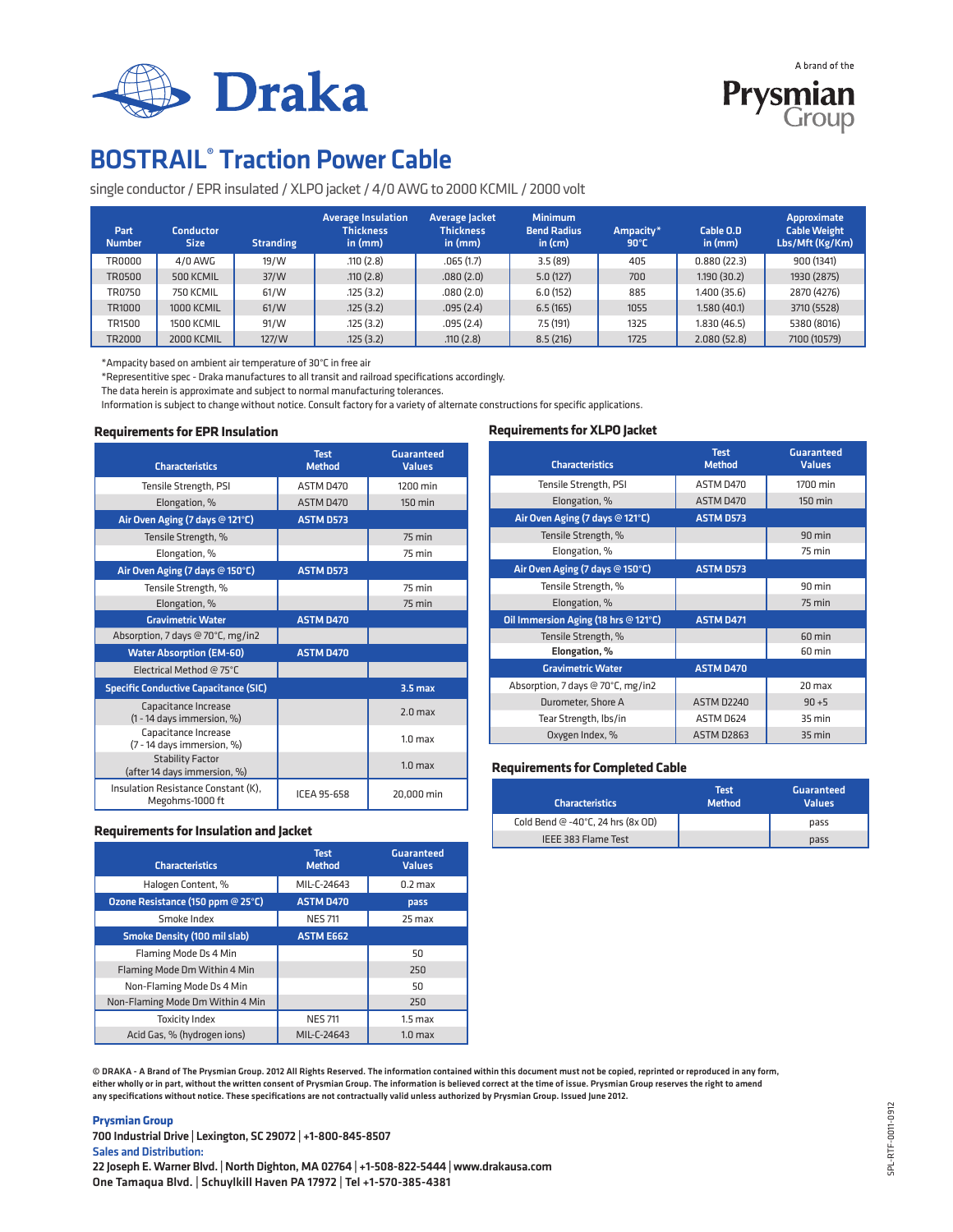Draka

A brand of the Prysmian Group

# BOSTRAIL® Traction Power Cable

single conductor / EPR insulated / XLPO jacket / 4/0 AWG to 2000 KCMIL / 2000 volt

| Part Number | Conductor Size | Stranding | Average Insulation Thickness in (mm) | Average Jacket Thickness in (mm) | Minimum Bend Radius in (cm) | Ampacity* 90°C | Cable O.D in (mm) | Approximate Cable Weight Lbs/Mft (Kg/Km) |
|---|---|---|---|---|---|---|---|---|
| TR0000 | 4/0 AWG | 19/W | .110 (2.8) | .065 (1.7) | 3.5 (89) | 405 | 0.880 (22.3) | 900 (1341) |
| TR0500 | 500 KCMIL | 37/W | .110 (2.8) | .080 (2.0) | 5.0 (127) | 700 | 1.190 (30.2) | 1930 (2875) |
| TR0750 | 750 KCMIL | 61/W | .125 (3.2) | .080 (2.0) | 6.0 (152) | 885 | 1.400 (35.6) | 2870 (4276) |
| TR1000 | 1000 KCMIL | 61/W | .125 (3.2) | .095 (2.4) | 6.5 (165) | 1055 | 1.580 (40.1) | 3710 (5528) |
| TR1500 | 1500 KCMIL | 91/W | .125 (3.2) | .095 (2.4) | 7.5 (191) | 1325 | 1.830 (46.5) | 5380 (8016) |
| TR2000 | 2000 KCMIL | 127/W | .125 (3.2) | .110 (2.8) | 8.5 (216) | 1725 | 2.080 (52.8) | 7100 (10579) |

*Ampacity based on ambient air temperature of 30°C in free air

*Representitive spec - Draka manufactures to all transit and railroad specifications accordingly.

The data herein is approximate and subject to normal manufacturing tolerances.

Information is subject to change without notice. Consult factory for a variety of alternate constructions for specific applications.

### Requirements for EPR Insulation

| Characteristics | Test Method | Guaranteed Values |
|---|---|---|
| Tensile Strength, PSI | ASTM D470 | 1200 min |
| Elongation, % | ASTM D470 | 150 min |
| **Air Oven Aging (7 days @ 121°C)** | **ASTM D573** | |
| Tensile Strength, % | | 75 min |
| Elongation, % | | 75 min |
| **Air Oven Aging (7 days @ 150°C)** | **ASTM D573** | |
| Tensile Strength, % | | 75 min |
| Elongation, % | | 75 min |
| **Gravimetric Water** | **ASTM D470** | |
| Absorption, 7 days @ 70°C, mg/in2 | | |
| **Water Absorption (EM-60)** | **ASTM D470** | |
| Electrical Method @ 75°C | | |
| **Specific Conductive Capacitance (SIC)** | | **3.5 max** |
| Capacitance Increase (1 - 14 days immersion, %) | | 2.0 max |
| Capacitance Increase (7 - 14 days immersion, %) | | 1.0 max |
| Stability Factor (after 14 days immersion, %) | | 1.0 max |
| Insulation Resistance Constant (K), Megohms-1000 ft | ICEA 95-658 | 20,000 min |

### Requirements for Insulation and Jacket

| Characteristics | Test Method | Guaranteed Values |
|---|---|---|
| Halogen Content, % | MIL-C-24643 | 0.2 max |
| **Ozone Resistance (150 ppm @ 25°C)** | **ASTM D470** | **pass** |
| Smoke Index | NES 711 | 25 max |
| **Smoke Density (100 mil slab)** | **ASTM E662** | |
| Flaming Mode Ds 4 Min | | 50 |
| Flaming Mode Dm Within 4 Min | | 250 |
| Non-Flaming Mode Ds 4 Min | | 50 |
| Non-Flaming Mode Dm Within 4 Min | | 250 |
| Toxicity Index | NES 711 | 1.5 max |
| Acid Gas, % (hydrogen ions) | MIL-C-24643 | 1.0 max |

### Requirements for XLPO Jacket

| Characteristics | Test Method | Guaranteed Values |
|---|---|---|
| Tensile Strength, PSI | ASTM D470 | 1700 min |
| Elongation, % | ASTM D470 | 150 min |
| **Air Oven Aging (7 days @ 121°C)** | **ASTM D573** | |
| Tensile Strength, % | | 90 min |
| Elongation, % | | 75 min |
| **Air Oven Aging (7 days @ 150°C)** | **ASTM D573** | |
| Tensile Strength, % | | 90 min |
| Elongation, % | | 75 min |
| **Oil Immersion Aging (18 hrs @ 121°C)** | **ASTM D471** | |
| Tensile Strength, % | | 60 min |
| **Elongation, %** | | 60 min |
| **Gravimetric Water** | **ASTM D470** | |
| Absorption, 7 days @ 70°C, mg/in2 | | 20 max |
| Durometer, Shore A | ASTM D2240 | 90 +5 |
| Tear Strength, lbs/in | ASTM D624 | 35 min |
| Oxygen Index, % | ASTM D2863 | 35 min |

### Requirements for Completed Cable

| Characteristics | Test Method | Guaranteed Values |
|---|---|---|
| Cold Bend @ -40°C, 24 hrs (8x OD) | | pass |
| IEEE 383 Flame Test | | pass |

**© DRAKA - A Brand of The Prysmian Group. 2012 All Rights Reserved. The information contained within this document must not be copied, reprinted or reproduced in any form, either wholly or in part, without the written consent of Prysmian Group. The information is believed correct at the time of issue. Prysmian Group reserves the right to amend any specifications without notice. These specifications are not contractually valid unless authorized by Prysmian Group. Issued June 2012.**

**Prysmian Group**
**700 Industrial Drive | Lexington, SC 29072 | +1-800-845-8507**
**Sales and Distribution:**
**22 Joseph E. Warner Blvd. | North Dighton, MA 02764 | +1-508-822-5444 | www.drakausa.com**
**One Tamaqua Blvd. | Schuylkill Haven PA 17972 | Tel +1-570-385-4381**

SPL-RTF-0011-0912